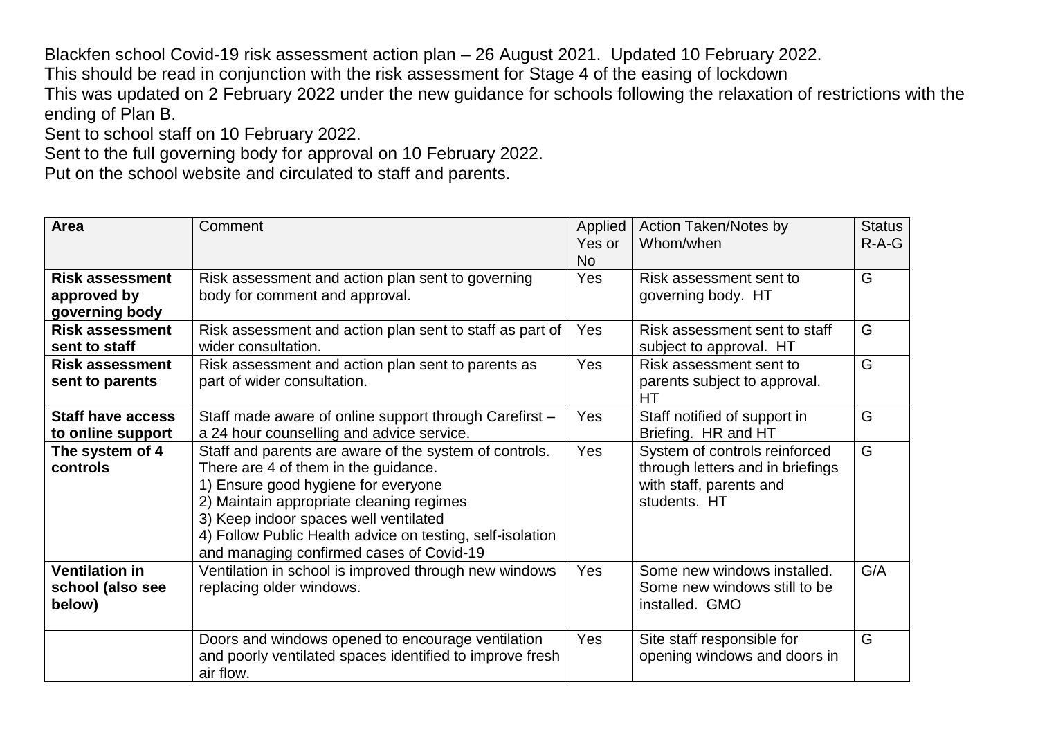Blackfen school Covid-19 risk assessment action plan – 26 August 2021. Updated 10 February 2022.
This should be read in conjunction with the risk assessment for Stage 4 of the easing of lockdown
This was updated on 2 February 2022 under the new guidance for schools following the relaxation of restrictions with the ending of Plan B.
Sent to school staff on 10 February 2022.
Sent to the full governing body for approval on 10 February 2022.
Put on the school website and circulated to staff and parents.

| Area | Comment | Applied Yes or No | Action Taken/Notes by Whom/when | Status R-A-G |
|---|---|---|---|---|
| **Risk assessment approved by governing body** | Risk assessment and action plan sent to governing body for comment and approval. | Yes | Risk assessment sent to governing body. HT | G |
| **Risk assessment sent to staff** | Risk assessment and action plan sent to staff as part of wider consultation. | Yes | Risk assessment sent to staff subject to approval. HT | G |
| **Risk assessment sent to parents** | Risk assessment and action plan sent to parents as part of wider consultation. | Yes | Risk assessment sent to parents subject to approval. HT | G |
| **Staff have access to online support** | Staff made aware of online support through Carefirst – a 24 hour counselling and advice service. | Yes | Staff notified of support in Briefing. HR and HT | G |
| **The system of 4 controls** | Staff and parents are aware of the system of controls. There are 4 of them in the guidance.<br>1) Ensure good hygiene for everyone<br>2) Maintain appropriate cleaning regimes<br>3) Keep indoor spaces well ventilated<br>4) Follow Public Health advice on testing, self-isolation and managing confirmed cases of Covid-19 | Yes | System of controls reinforced through letters and in briefings with staff, parents and students. HT | G |
| **Ventilation in school (also see below)** | Ventilation in school is improved through new windows replacing older windows. | Yes | Some new windows installed. Some new windows still to be installed. GMO | G/A |
| | Doors and windows opened to encourage ventilation and poorly ventilated spaces identified to improve fresh air flow. | Yes | Site staff responsible for opening windows and doors in | G |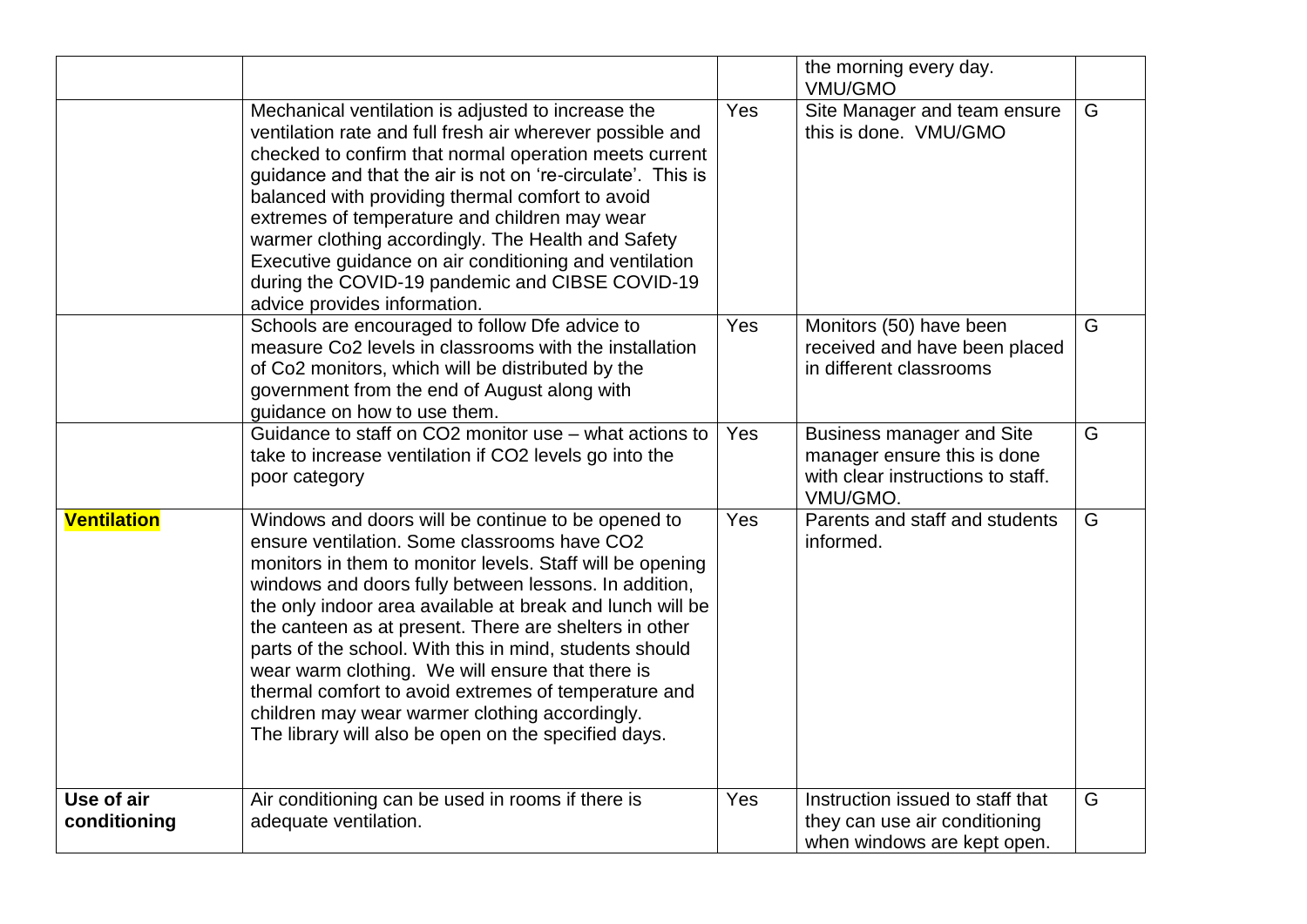| | | | | |
|---|---|---|---|---|
| | | | the morning every day. VMU/GMO | |
| | Mechanical ventilation is adjusted to increase the ventilation rate and full fresh air wherever possible and checked to confirm that normal operation meets current guidance and that the air is not on 're-circulate'. This is balanced with providing thermal comfort to avoid extremes of temperature and children may wear warmer clothing accordingly. The Health and Safety Executive guidance on air conditioning and ventilation during the COVID-19 pandemic and CIBSE COVID-19 advice provides information. | Yes | Site Manager and team ensure this is done. VMU/GMO | G |
| | Schools are encouraged to follow Dfe advice to measure Co2 levels in classrooms with the installation of Co2 monitors, which will be distributed by the government from the end of August along with guidance on how to use them. | Yes | Monitors (50) have been received and have been placed in different classrooms | G |
| | Guidance to staff on CO2 monitor use – what actions to take to increase ventilation if CO2 levels go into the poor category | Yes | Business manager and Site manager ensure this is done with clear instructions to staff. VMU/GMO. | G |
| **Ventilation** | Windows and doors will be continue to be opened to ensure ventilation. Some classrooms have CO2 monitors in them to monitor levels. Staff will be opening windows and doors fully between lessons. In addition, the only indoor area available at break and lunch will be the canteen as at present. There are shelters in other parts of the school. With this in mind, students should wear warm clothing. We will ensure that there is thermal comfort to avoid extremes of temperature and children may wear warmer clothing accordingly. The library will also be open on the specified days. | Yes | Parents and staff and students informed. | G |
| **Use of air conditioning** | Air conditioning can be used in rooms if there is adequate ventilation. | Yes | Instruction issued to staff that they can use air conditioning when windows are kept open. | G |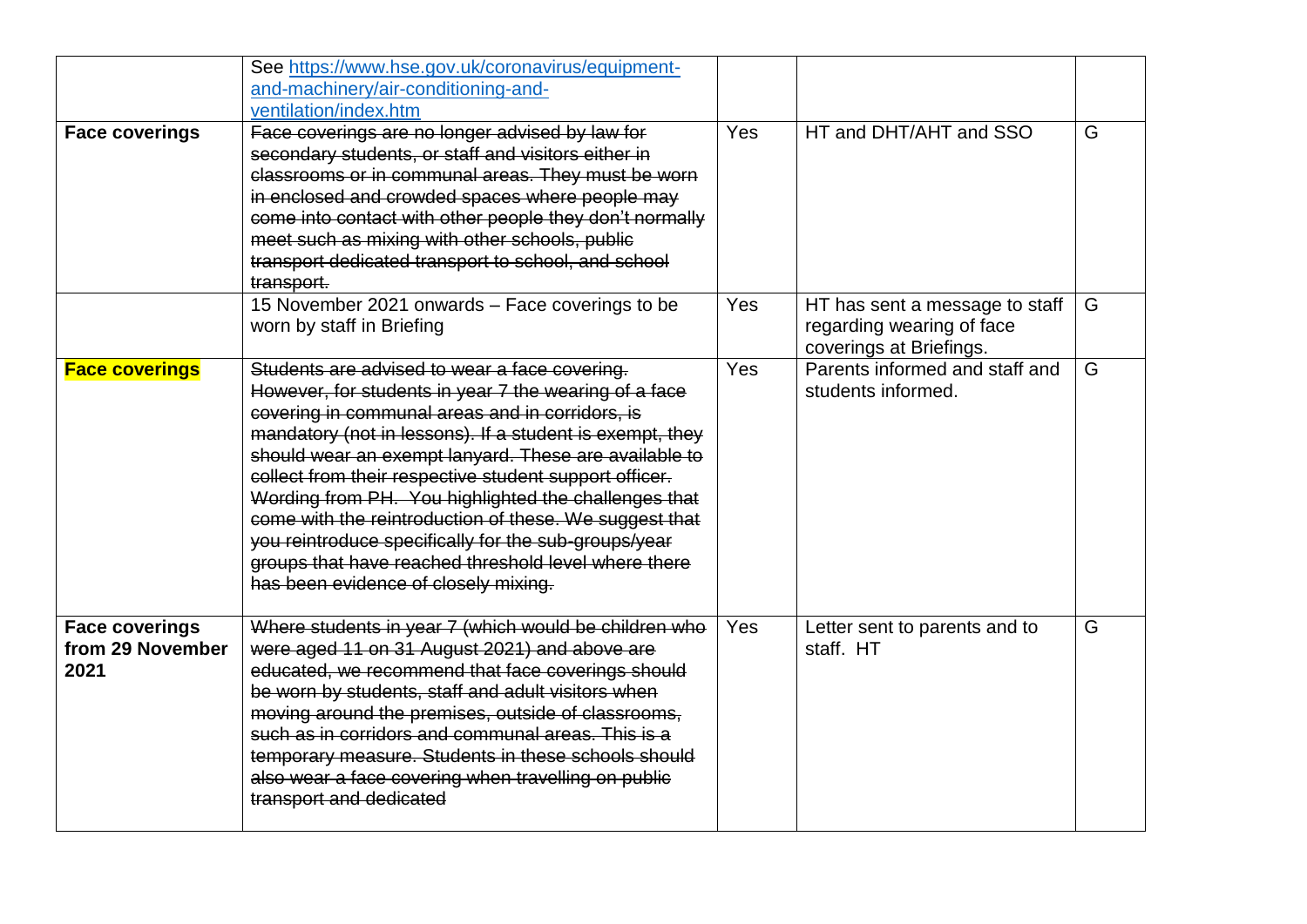| | | | | |
|---|---|---|---|---|
| | See https://www.hse.gov.uk/coronavirus/equipment-and-machinery/air-conditioning-and-ventilation/index.htm | | | |
| **Face coverings** | ~~Face coverings are no longer advised by law for secondary students, or staff and visitors either in classrooms or in communal areas. They must be worn in enclosed and crowded spaces where people may come into contact with other people they don't normally meet such as mixing with other schools, public transport dedicated transport to school, and school transport.~~ | Yes | HT and DHT/AHT and SSO | G |
| | 15 November 2021 onwards – Face coverings to be worn by staff in Briefing | Yes | HT has sent a message to staff regarding wearing of face coverings at Briefings. | G |
| **Face coverings** | ~~Students are advised to wear a face covering. However, for students in year 7 the wearing of a face covering in communal areas and in corridors, is mandatory (not in lessons). If a student is exempt, they should wear an exempt lanyard. These are available to collect from their respective student support officer. Wording from PH. You highlighted the challenges that come with the reintroduction of these. We suggest that you reintroduce specifically for the sub-groups/year groups that have reached threshold level where there has been evidence of closely mixing.~~ | Yes | Parents informed and staff and students informed. | G |
| **Face coverings from 29 November 2021** | ~~Where students in year 7 (which would be children who were aged 11 on 31 August 2021) and above are educated, we recommend that face coverings should be worn by students, staff and adult visitors when moving around the premises, outside of classrooms, such as in corridors and communal areas. This is a temporary measure. Students in these schools should also wear a face covering when travelling on public transport and dedicated~~ | Yes | Letter sent to parents and to staff. HT | G |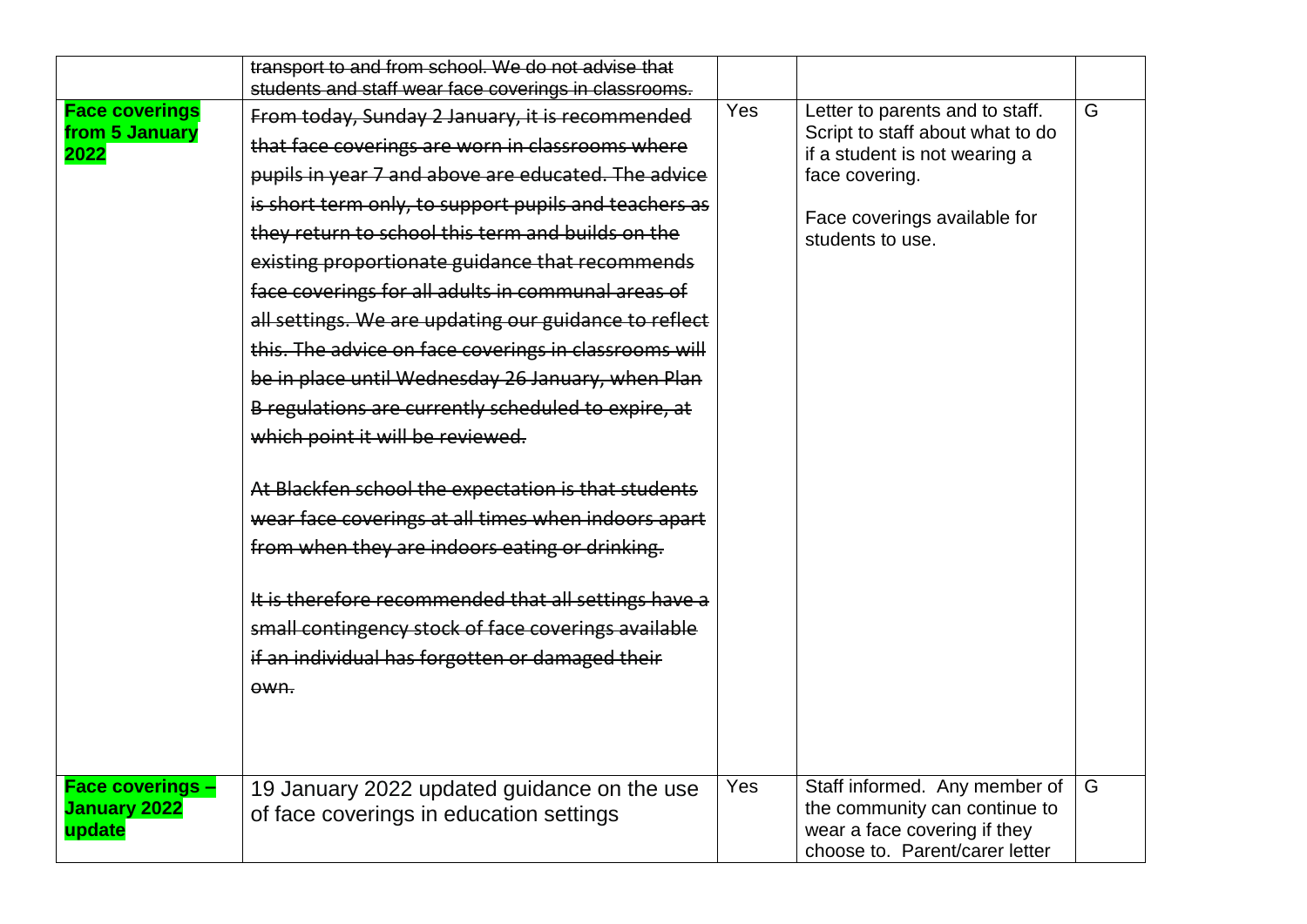| | | | | |
|---|---|---|---|---|
| | ~~transport to and from school. We do not advise that students and staff wear face coverings in classrooms.~~ | | | |
| **Face coverings from 5 January 2022** | ~~From today, Sunday 2 January, it is recommended that face coverings are worn in classrooms where pupils in year 7 and above are educated. The advice is short term only, to support pupils and teachers as they return to school this term and builds on the existing proportionate guidance that recommends face coverings for all adults in communal areas of all settings. We are updating our guidance to reflect this. The advice on face coverings in classrooms will be in place until Wednesday 26 January, when Plan B regulations are currently scheduled to expire, at which point it will be reviewed.~~<br><br>~~At Blackfen school the expectation is that students wear face coverings at all times when indoors apart from when they are indoors eating or drinking.~~<br><br>~~It is therefore recommended that all settings have a small contingency stock of face coverings available if an individual has forgotten or damaged their own.~~ | Yes | Letter to parents and to staff. Script to staff about what to do if a student is not wearing a face covering.<br><br>Face coverings available for students to use. | G |
| **Face coverings – January 2022 update** | 19 January 2022 updated guidance on the use of face coverings in education settings | Yes | Staff informed. Any member of the community can continue to wear a face covering if they choose to. Parent/carer letter | G |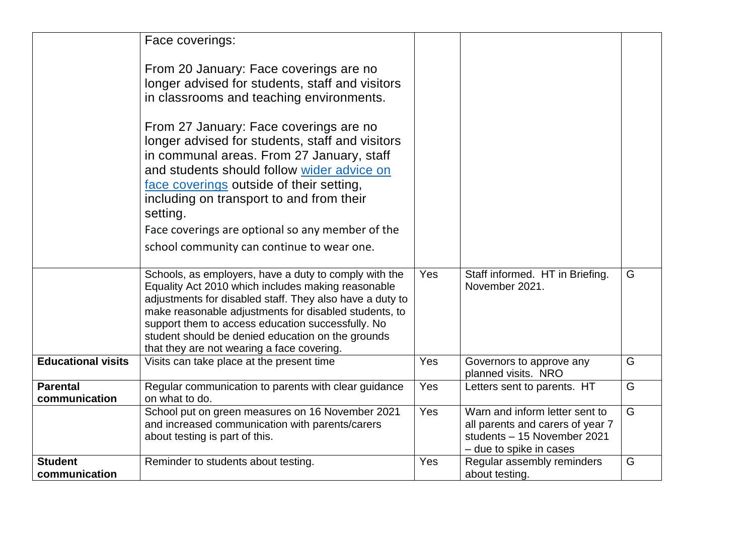| | | | | |
|---|---|---|---|---|
| | Face coverings:<br><br>From 20 January: Face coverings are no longer advised for students, staff and visitors in classrooms and teaching environments.<br><br>From 27 January: Face coverings are no longer advised for students, staff and visitors in communal areas. From 27 January, staff and students should follow [wider advice on face coverings]() outside of their setting, including on transport to and from their setting.<br><br>Face coverings are optional so any member of the school community can continue to wear one. | | | |
| | Schools, as employers, have a duty to comply with the Equality Act 2010 which includes making reasonable adjustments for disabled staff. They also have a duty to make reasonable adjustments for disabled students, to support them to access education successfully. No student should be denied education on the grounds that they are not wearing a face covering. | Yes | Staff informed. HT in Briefing. November 2021. | G |
| **Educational visits** | Visits can take place at the present time | Yes | Governors to approve any planned visits. NRO | G |
| **Parental communication** | Regular communication to parents with clear guidance on what to do. | Yes | Letters sent to parents. HT | G |
| | School put on green measures on 16 November 2021 and increased communication with parents/carers about testing is part of this. | Yes | Warn and inform letter sent to all parents and carers of year 7 students – 15 November 2021 – due to spike in cases | G |
| **Student communication** | Reminder to students about testing. | Yes | Regular assembly reminders about testing. | G |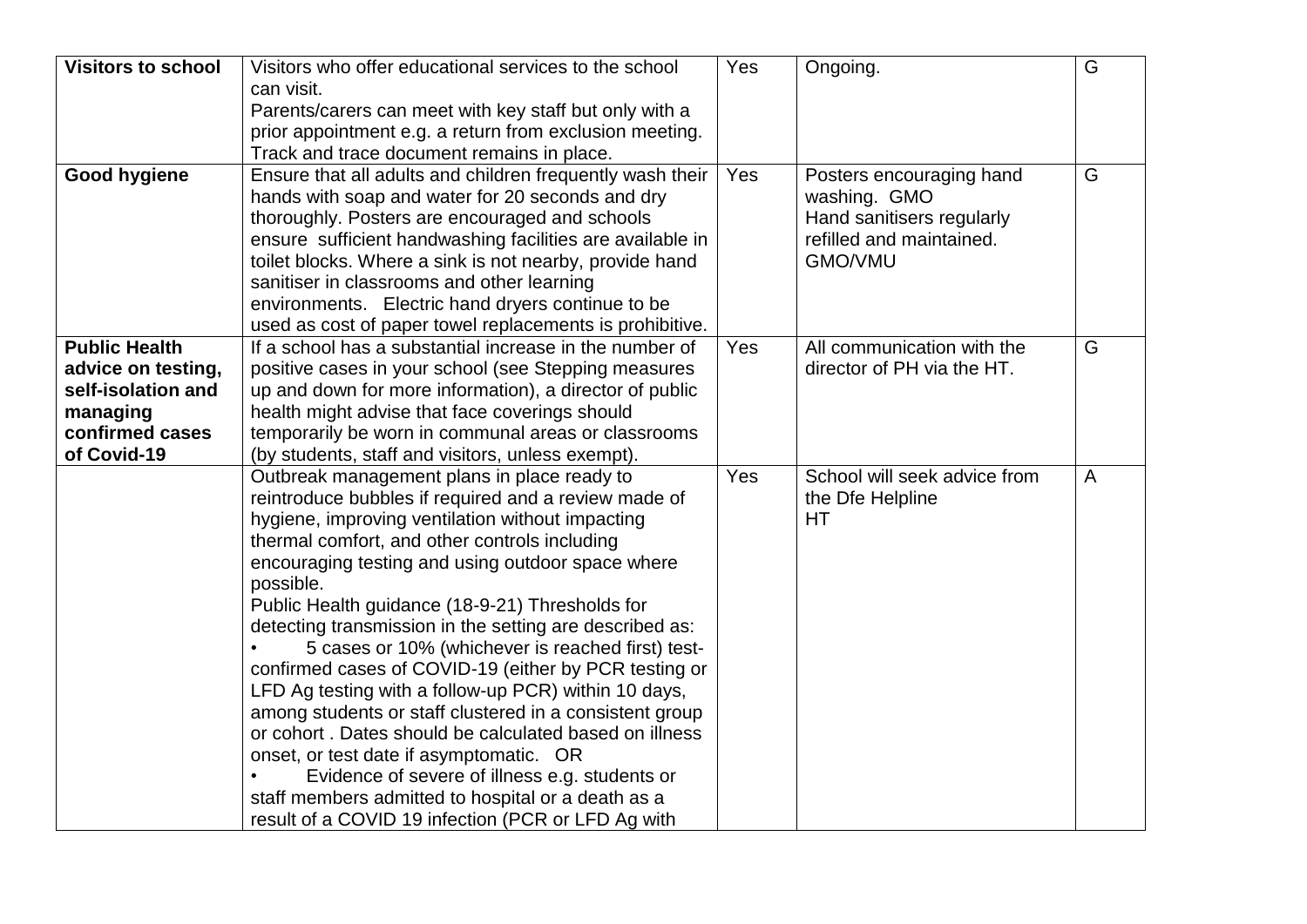| | | | | |
|---|---|---|---|---|
| **Visitors to school** | Visitors who offer educational services to the school can visit.<br>Parents/carers can meet with key staff but only with a prior appointment e.g. a return from exclusion meeting.<br>Track and trace document remains in place. | Yes | Ongoing. | G |
| **Good hygiene** | Ensure that all adults and children frequently wash their hands with soap and water for 20 seconds and dry thoroughly. Posters are encouraged and schools ensure sufficient handwashing facilities are available in toilet blocks. Where a sink is not nearby, provide hand sanitiser in classrooms and other learning environments. Electric hand dryers continue to be used as cost of paper towel replacements is prohibitive. | Yes | Posters encouraging hand washing. GMO<br>Hand sanitisers regularly refilled and maintained. GMO/VMU | G |
| **Public Health advice on testing, self-isolation and managing confirmed cases of Covid-19** | If a school has a substantial increase in the number of positive cases in your school (see Stepping measures up and down for more information), a director of public health might advise that face coverings should temporarily be worn in communal areas or classrooms (by students, staff and visitors, unless exempt). | Yes | All communication with the director of PH via the HT. | G |
| | Outbreak management plans in place ready to reintroduce bubbles if required and a review made of hygiene, improving ventilation without impacting thermal comfort, and other controls including encouraging testing and using outdoor space where possible.<br>Public Health guidance (18-9-21) Thresholds for detecting transmission in the setting are described as:<br>• 5 cases or 10% (whichever is reached first) test-confirmed cases of COVID-19 (either by PCR testing or LFD Ag testing with a follow-up PCR) within 10 days, among students or staff clustered in a consistent group or cohort . Dates should be calculated based on illness onset, or test date if asymptomatic. OR<br>• Evidence of severe of illness e.g. students or staff members admitted to hospital or a death as a result of a COVID 19 infection (PCR or LFD Ag with | Yes | School will seek advice from the Dfe Helpline<br>HT | A |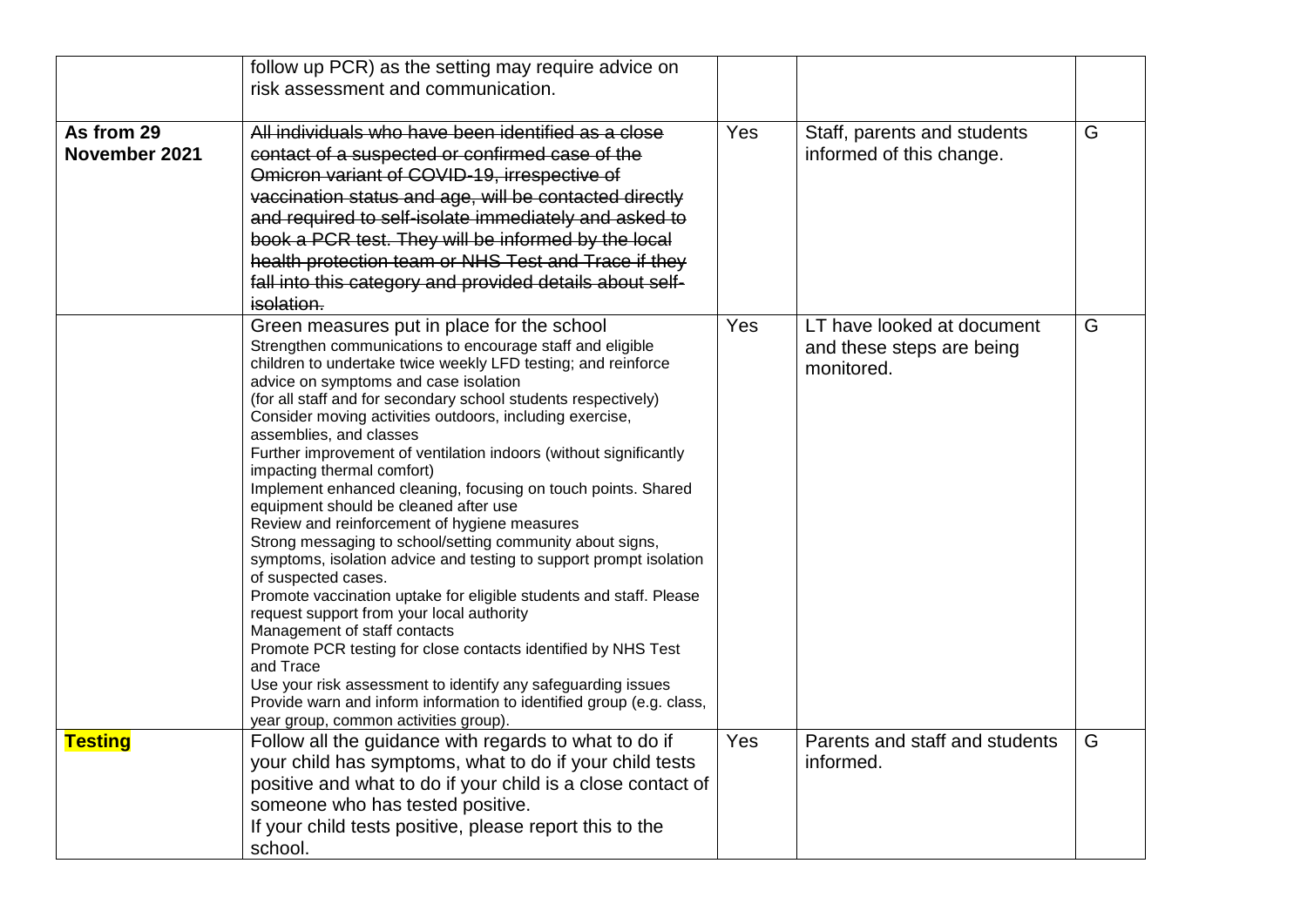| | | | | |
|---|---|---|---|---|
| | follow up PCR) as the setting may require advice on risk assessment and communication. | | | |
| **As from 29 November 2021** | ~~All individuals who have been identified as a close contact of a suspected or confirmed case of the Omicron variant of COVID-19, irrespective of vaccination status and age, will be contacted directly and required to self-isolate immediately and asked to book a PCR test. They will be informed by the local health protection team or NHS Test and Trace if they fall into this category and provided details about self-isolation.~~ | Yes | Staff, parents and students informed of this change. | G |
| | Green measures put in place for the school<br>Strengthen communications to encourage staff and eligible children to undertake twice weekly LFD testing; and reinforce advice on symptoms and case isolation<br>(for all staff and for secondary school students respectively)<br>Consider moving activities outdoors, including exercise, assemblies, and classes<br>Further improvement of ventilation indoors (without significantly impacting thermal comfort)<br>Implement enhanced cleaning, focusing on touch points. Shared equipment should be cleaned after use<br>Review and reinforcement of hygiene measures<br>Strong messaging to school/setting community about signs, symptoms, isolation advice and testing to support prompt isolation of suspected cases.<br>Promote vaccination uptake for eligible students and staff. Please request support from your local authority<br>Management of staff contacts<br>Promote PCR testing for close contacts identified by NHS Test and Trace<br>Use your risk assessment to identify any safeguarding issues<br>Provide warn and inform information to identified group (e.g. class, year group, common activities group). | Yes | LT have looked at document and these steps are being monitored. | G |
| **Testing** | Follow all the guidance with regards to what to do if your child has symptoms, what to do if your child tests positive and what to do if your child is a close contact of someone who has tested positive.<br>If your child tests positive, please report this to the school. | Yes | Parents and staff and students informed. | G |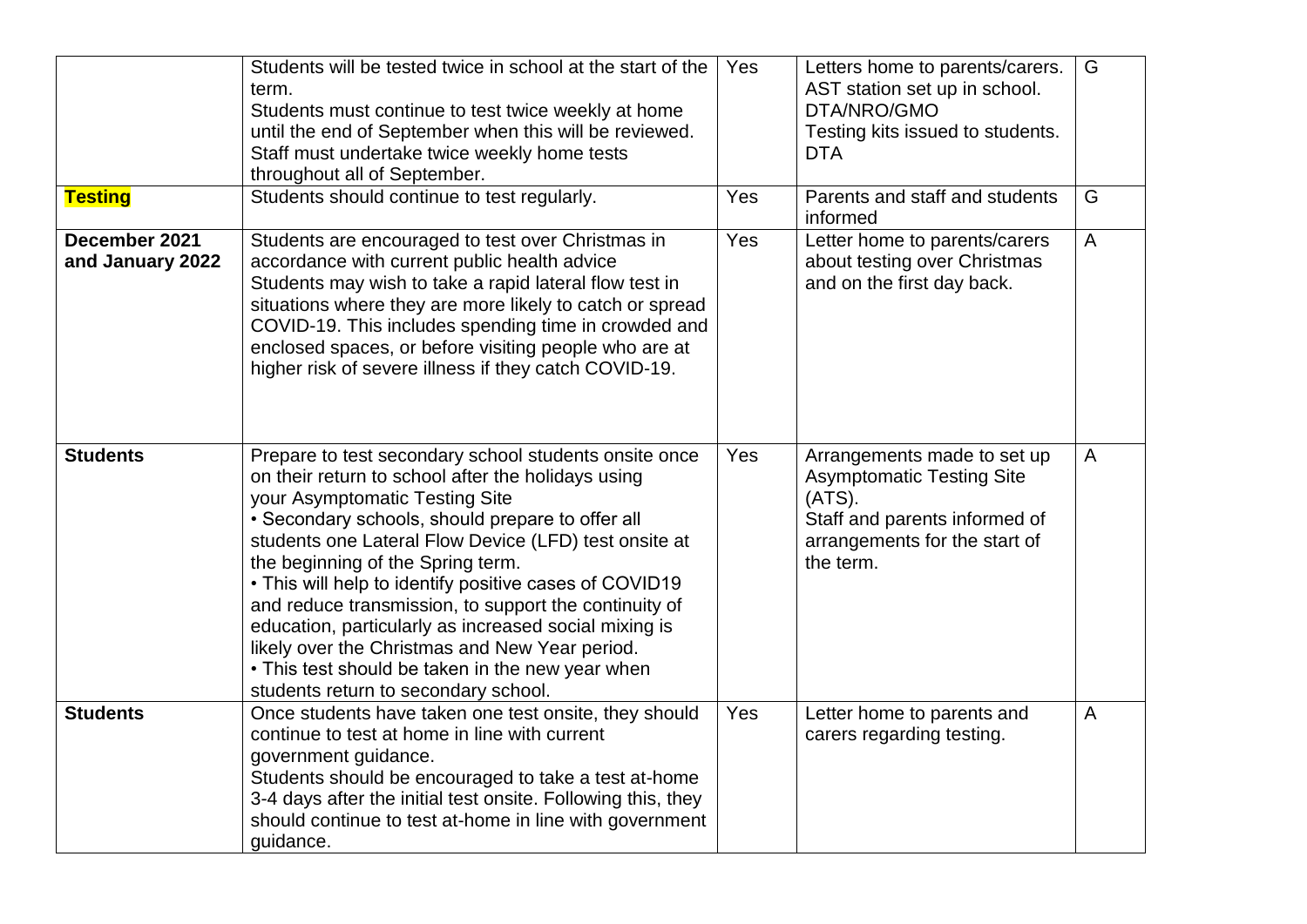| | | | | |
|---|---|---|---|---|
| | Students will be tested twice in school at the start of the term.<br>Students must continue to test twice weekly at home until the end of September when this will be reviewed.<br>Staff must undertake twice weekly home tests throughout all of September. | Yes | Letters home to parents/carers.<br>AST station set up in school.<br>DTA/NRO/GMO<br>Testing kits issued to students.<br>DTA | G |
| **Testing** | Students should continue to test regularly. | Yes | Parents and staff and students informed | G |
| **December 2021 and January 2022** | Students are encouraged to test over Christmas in accordance with current public health advice<br>Students may wish to take a rapid lateral flow test in situations where they are more likely to catch or spread COVID-19. This includes spending time in crowded and enclosed spaces, or before visiting people who are at higher risk of severe illness if they catch COVID-19. | Yes | Letter home to parents/carers about testing over Christmas and on the first day back. | A |
| **Students** | Prepare to test secondary school students onsite once on their return to school after the holidays using your Asymptomatic Testing Site<br>• Secondary schools, should prepare to offer all students one Lateral Flow Device (LFD) test onsite at the beginning of the Spring term.<br>• This will help to identify positive cases of COVID19 and reduce transmission, to support the continuity of education, particularly as increased social mixing is likely over the Christmas and New Year period.<br>• This test should be taken in the new year when students return to secondary school. | Yes | Arrangements made to set up Asymptomatic Testing Site (ATS).<br>Staff and parents informed of arrangements for the start of the term. | A |
| **Students** | Once students have taken one test onsite, they should continue to test at home in line with current government guidance.<br>Students should be encouraged to take a test at-home 3-4 days after the initial test onsite. Following this, they should continue to test at-home in line with government guidance. | Yes | Letter home to parents and carers regarding testing. | A |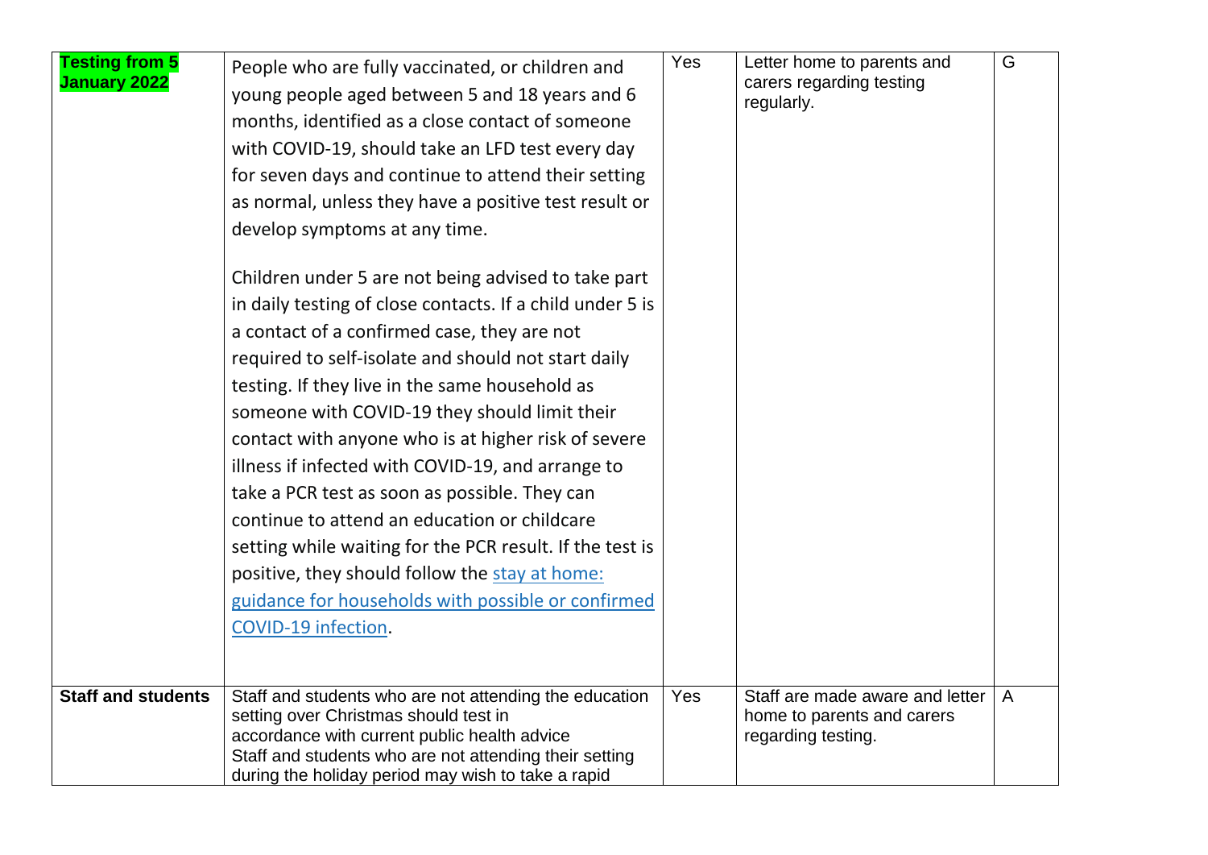| | | | | |
|---|---|---|---|---|
| **Testing from 5 January 2022** | People who are fully vaccinated, or children and young people aged between 5 and 18 years and 6 months, identified as a close contact of someone with COVID-19, should take an LFD test every day for seven days and continue to attend their setting as normal, unless they have a positive test result or develop symptoms at any time.<br><br>Children under 5 are not being advised to take part in daily testing of close contacts. If a child under 5 is a contact of a confirmed case, they are not required to self-isolate and should not start daily testing. If they live in the same household as someone with COVID-19 they should limit their contact with anyone who is at higher risk of severe illness if infected with COVID-19, and arrange to take a PCR test as soon as possible. They can continue to attend an education or childcare setting while waiting for the PCR result. If the test is positive, they should follow the [stay at home: guidance for households with possible or confirmed COVID-19 infection](). | Yes | Letter home to parents and carers regarding testing regularly. | G |
| **Staff and students** | Staff and students who are not attending the education setting over Christmas should test in accordance with current public health advice<br>Staff and students who are not attending their setting during the holiday period may wish to take a rapid | Yes | Staff are made aware and letter home to parents and carers regarding testing. | A |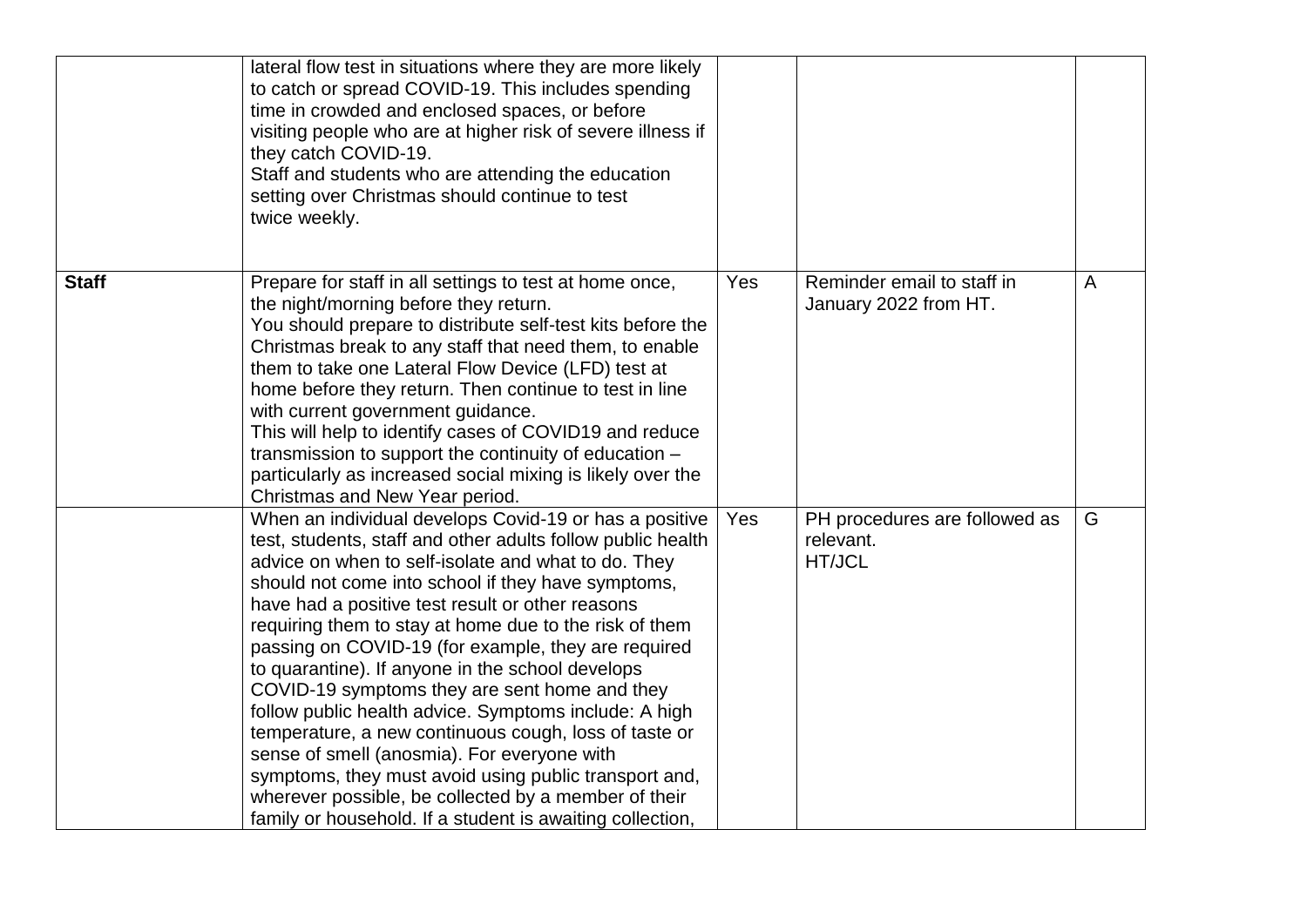|  |  |  |  |  |
|---|---|---|---|---|
|  | lateral flow test in situations where they are more likely to catch or spread COVID-19. This includes spending time in crowded and enclosed spaces, or before visiting people who are at higher risk of severe illness if they catch COVID-19.<br>Staff and students who are attending the education setting over Christmas should continue to test twice weekly. |  |  |  |
| **Staff** | Prepare for staff in all settings to test at home once, the night/morning before they return.<br>You should prepare to distribute self-test kits before the Christmas break to any staff that need them, to enable them to take one Lateral Flow Device (LFD) test at home before they return. Then continue to test in line with current government guidance.<br>This will help to identify cases of COVID19 and reduce transmission to support the continuity of education – particularly as increased social mixing is likely over the Christmas and New Year period. | Yes | Reminder email to staff in January 2022 from HT. | A |
|  | When an individual develops Covid-19 or has a positive test, students, staff and other adults follow public health advice on when to self-isolate and what to do. They should not come into school if they have symptoms, have had a positive test result or other reasons requiring them to stay at home due to the risk of them passing on COVID-19 (for example, they are required to quarantine). If anyone in the school develops COVID-19 symptoms they are sent home and they follow public health advice. Symptoms include: A high temperature, a new continuous cough, loss of taste or sense of smell (anosmia). For everyone with symptoms, they must avoid using public transport and, wherever possible, be collected by a member of their family or household. If a student is awaiting collection, | Yes | PH procedures are followed as relevant.<br>HT/JCL | G |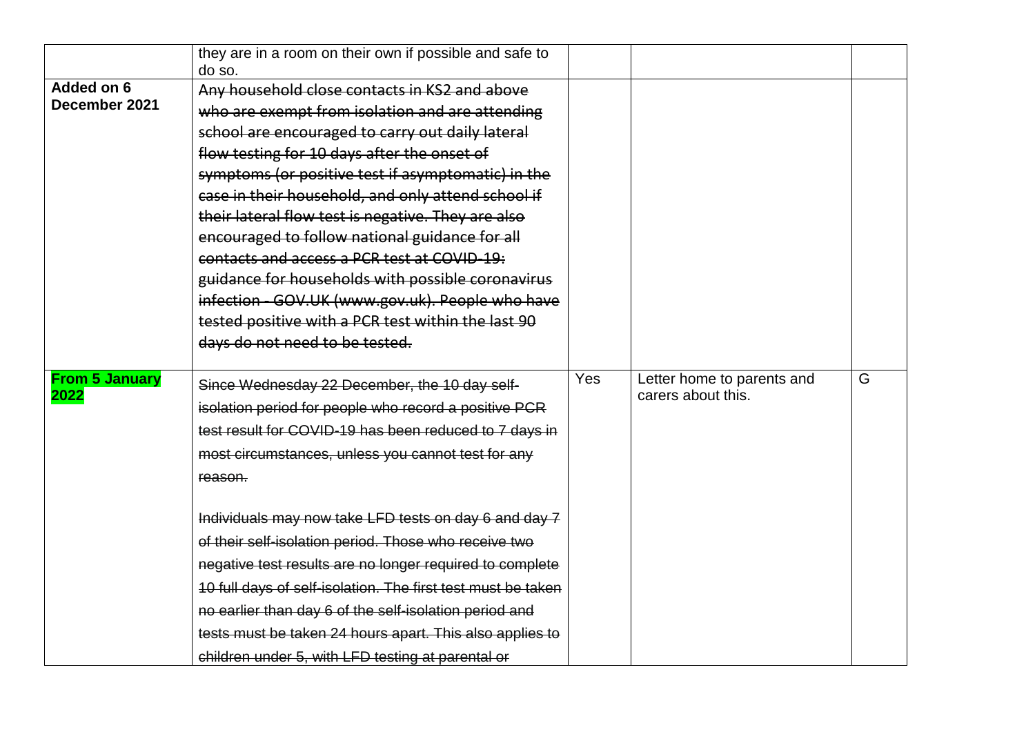|  |  |  |  |  |
|---|---|---|---|---|
|  | they are in a room on their own if possible and safe to do so. |  |  |  |
| **Added on 6 December 2021** | ~~Any household close contacts in KS2 and above who are exempt from isolation and are attending school are encouraged to carry out daily lateral flow testing for 10 days after the onset of symptoms (or positive test if asymptomatic) in the case in their household, and only attend school if their lateral flow test is negative. They are also encouraged to follow national guidance for all contacts and access a PCR test at COVID-19: guidance for households with possible coronavirus infection - GOV.UK (www.gov.uk). People who have tested positive with a PCR test within the last 90 days do not need to be tested.~~ |  |  |  |
| **From 5 January 2022** | ~~Since Wednesday 22 December, the 10 day self-isolation period for people who record a positive PCR test result for COVID-19 has been reduced to 7 days in most circumstances, unless you cannot test for any reason.~~<br><br>~~Individuals may now take LFD tests on day 6 and day 7 of their self-isolation period. Those who receive two negative test results are no longer required to complete 10 full days of self-isolation. The first test must be taken no earlier than day 6 of the self-isolation period and tests must be taken 24 hours apart. This also applies to children under 5, with LFD testing at parental or~~ | Yes | Letter home to parents and carers about this. | G |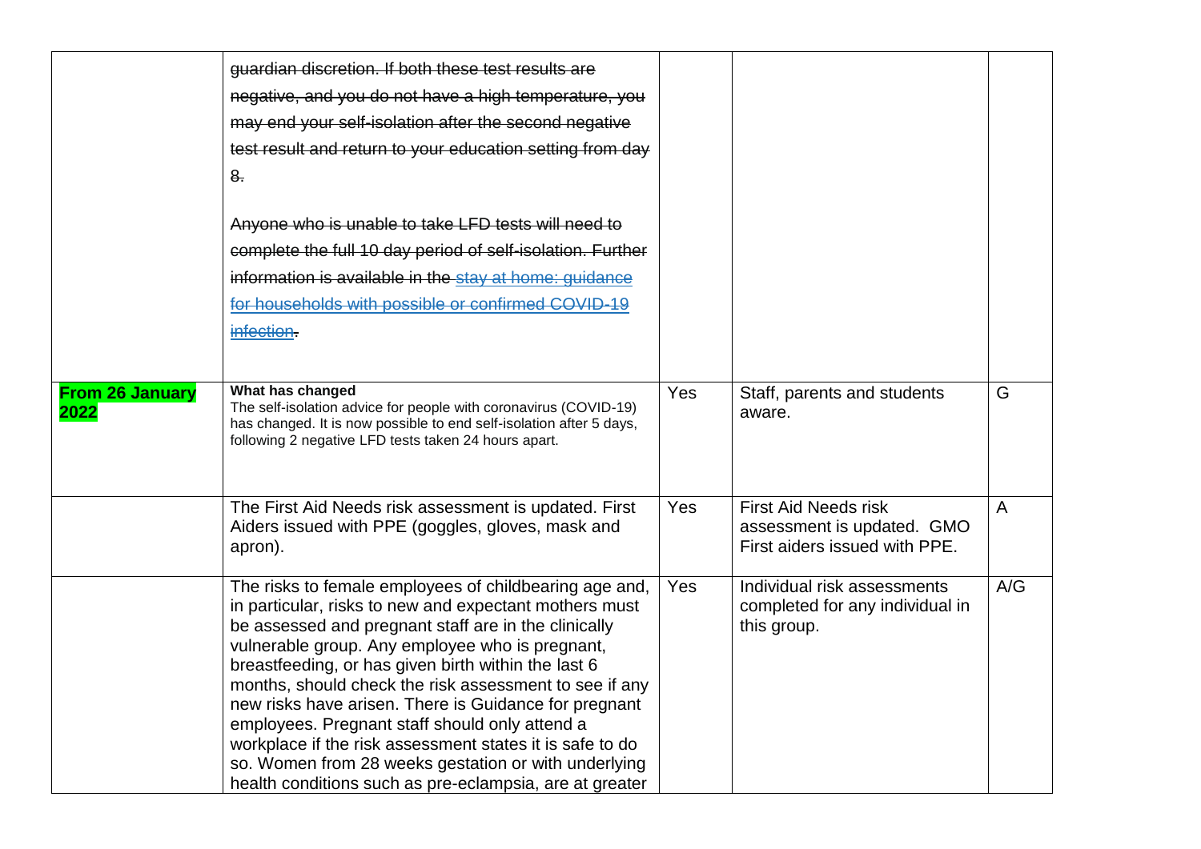| | | | | |
|---|---|---|---|---|
| | ~~guardian discretion. If both these test results are negative, and you do not have a high temperature, you may end your self-isolation after the second negative test result and return to your education setting from day 8.~~<br><br>~~Anyone who is unable to take LFD tests will need to complete the full 10 day period of self-isolation. Further information is available in the stay at home: guidance for households with possible or confirmed COVID-19 infection.~~ | | | |
| **From 26 January 2022** | **What has changed**<br>The self-isolation advice for people with coronavirus (COVID-19) has changed. It is now possible to end self-isolation after 5 days, following 2 negative LFD tests taken 24 hours apart. | Yes | Staff, parents and students aware. | G |
| | The First Aid Needs risk assessment is updated. First Aiders issued with PPE (goggles, gloves, mask and apron). | Yes | First Aid Needs risk assessment is updated. GMO First aiders issued with PPE. | A |
| | The risks to female employees of childbearing age and, in particular, risks to new and expectant mothers must be assessed and pregnant staff are in the clinically vulnerable group. Any employee who is pregnant, breastfeeding, or has given birth within the last 6 months, should check the risk assessment to see if any new risks have arisen. There is Guidance for pregnant employees. Pregnant staff should only attend a workplace if the risk assessment states it is safe to do so. Women from 28 weeks gestation or with underlying health conditions such as pre-eclampsia, are at greater | Yes | Individual risk assessments completed for any individual in this group. | A/G |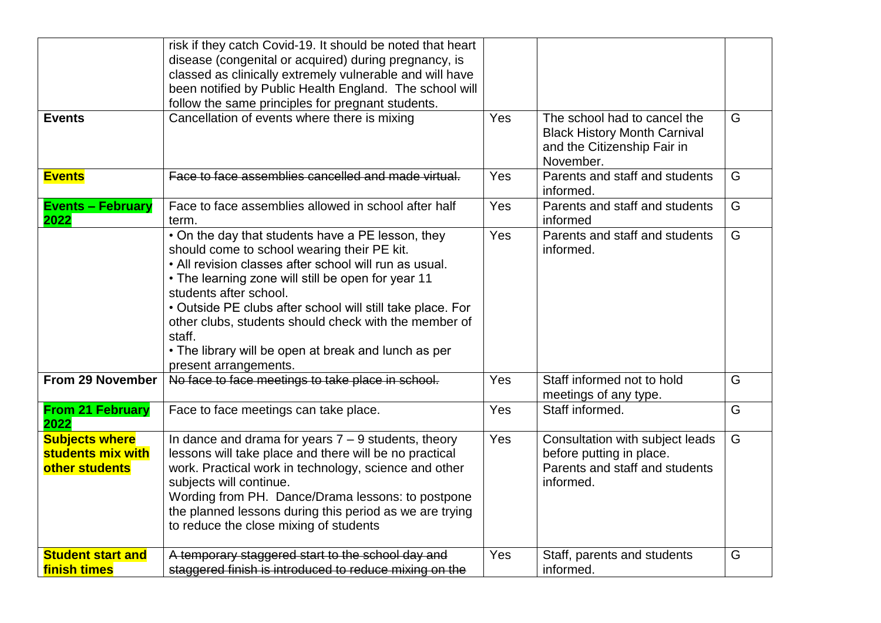| | | | | |
|---|---|---|---|---|
| | risk if they catch Covid-19. It should be noted that heart disease (congenital or acquired) during pregnancy, is classed as clinically extremely vulnerable and will have been notified by Public Health England. The school will follow the same principles for pregnant students. | | | |
| **Events** | Cancellation of events where there is mixing | Yes | The school had to cancel the Black History Month Carnival and the Citizenship Fair in November. | G |
| **Events** | ~~Face to face assemblies cancelled and made virtual.~~ | Yes | Parents and staff and students informed. | G |
| **Events – February 2022** | Face to face assemblies allowed in school after half term. | Yes | Parents and staff and students informed | G |
| | • On the day that students have a PE lesson, they should come to school wearing their PE kit.<br>• All revision classes after school will run as usual.<br>• The learning zone will still be open for year 11 students after school.<br>• Outside PE clubs after school will still take place. For other clubs, students should check with the member of staff.<br>• The library will be open at break and lunch as per present arrangements. | Yes | Parents and staff and students informed. | G |
| **From 29 November** | ~~No face to face meetings to take place in school.~~ | Yes | Staff informed not to hold meetings of any type. | G |
| **From 21 February 2022** | Face to face meetings can take place. | Yes | Staff informed. | G |
| **Subjects where students mix with other students** | In dance and drama for years 7 – 9 students, theory lessons will take place and there will be no practical work. Practical work in technology, science and other subjects will continue.<br>Wording from PH. Dance/Drama lessons: to postpone the planned lessons during this period as we are trying to reduce the close mixing of students | Yes | Consultation with subject leads before putting in place.<br>Parents and staff and students informed. | G |
| **Student start and finish times** | ~~A temporary staggered start to the school day and staggered finish is introduced to reduce mixing on the~~ | Yes | Staff, parents and students informed. | G |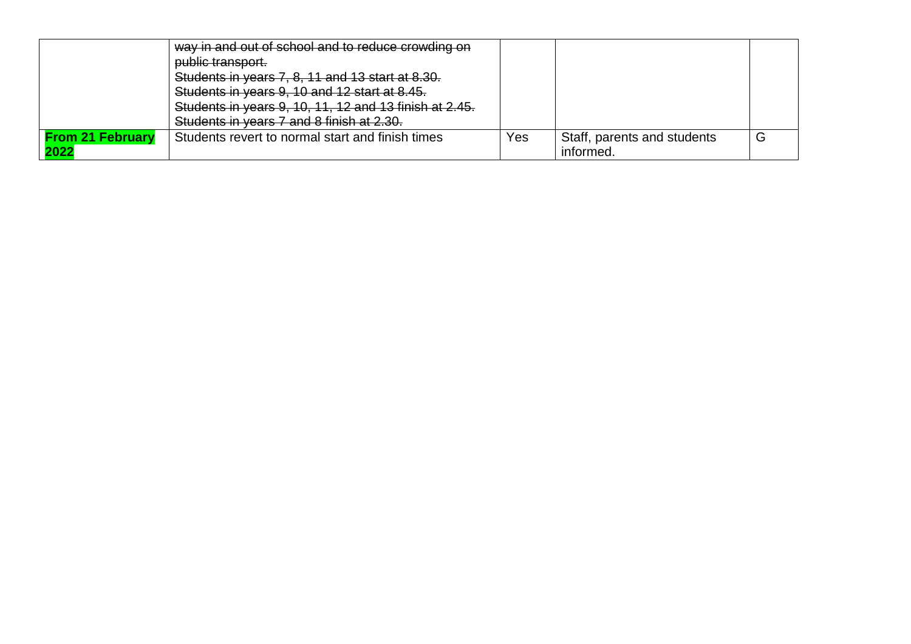| | | | | |
|---|---|---|---|---|
| | ~~way in and out of school and to reduce crowding on public transport.~~<br>~~Students in years 7, 8, 11 and 13 start at 8.30.~~<br>~~Students in years 9, 10 and 12 start at 8.45.~~<br>~~Students in years 9, 10, 11, 12 and 13 finish at 2.45.~~<br>~~Students in years 7 and 8 finish at 2.30.~~ | | | |
| **From 21 February 2022** | Students revert to normal start and finish times | Yes | Staff, parents and students informed. | G |